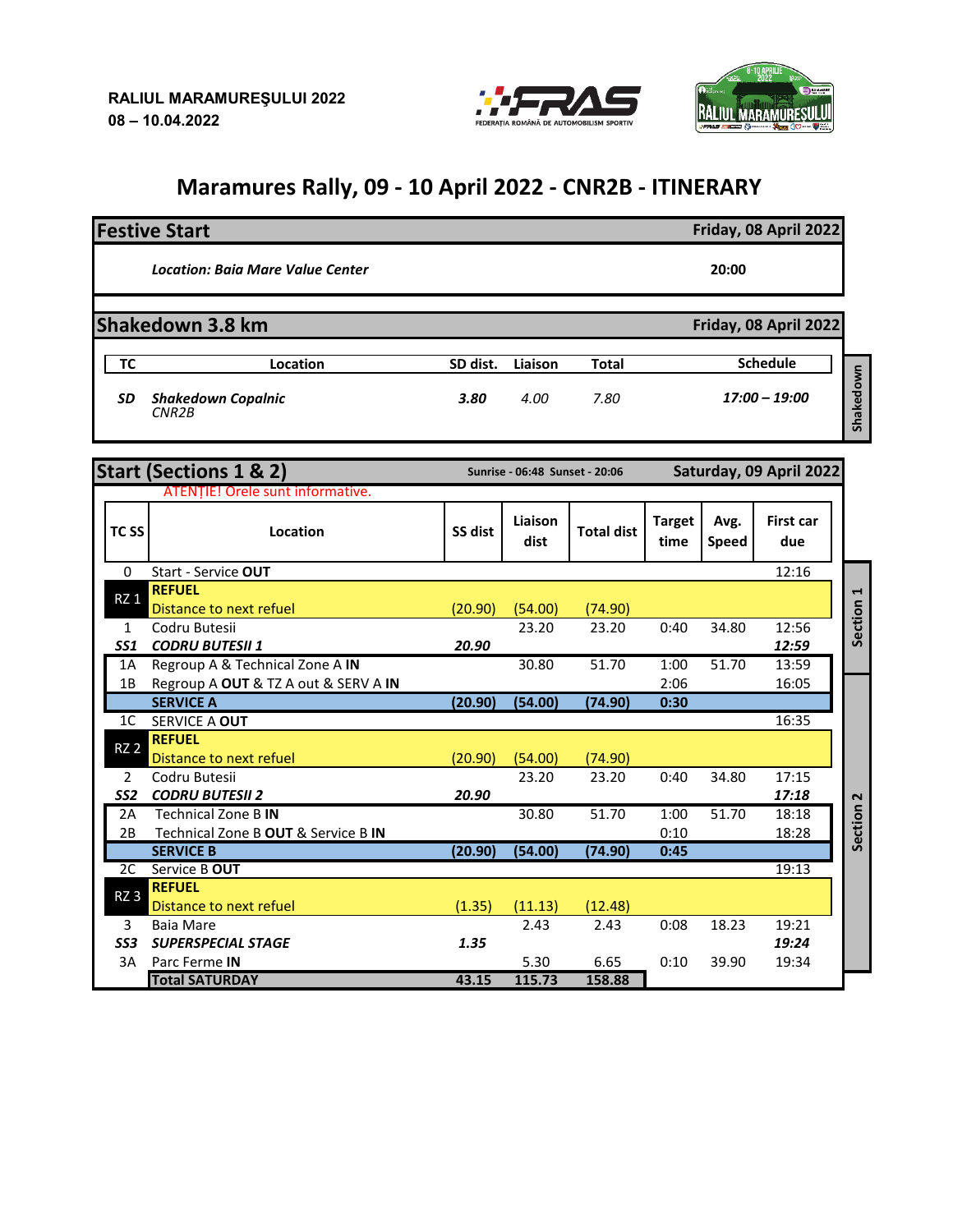**RALIUL MARAMUREŞULUI 2022**
**08 – 10.04.2022**

# Maramures Rally, 09 - 10 April 2022 - CNR2B - ITINERARY

## Festive Start — Friday, 08 April 2022

| | |
|---|---|
| ***Location: Baia Mare Value Center*** | **20:00** |

## Shakedown 3.8 km — Friday, 08 April 2022

| TC | Location | SD dist. | Liaison | Total | Schedule |
|---|---|---|---|---|---|
| ***SD*** | ***Shakedown Copalnic*** *CNR2B* | ***3.80*** | *4.00* | *7.80* | ***17:00 – 19:00*** |

Shakedown

## Start (Sections 1 & 2) — Saturday, 09 April 2022

**Sunrise - 06:48 Sunset - 20:06**

ATENȚIE! Orele sunt informative.

| TC SS | Location | SS dist | Liaison dist | Total dist | Target time | Avg. Speed | First car due | Section |
|---|---|---|---|---|---|---|---|---|
| 0 | Start - Service **OUT** | | | | | | 12:16 | Section 1 |
| RZ 1 | **REFUEL** | | | | | | | |
| | Distance to next refuel | (20.90) | (54.00) | (74.90) | | | | |
| 1 | Codru Butesii | | 23.20 | 23.20 | 0:40 | 34.80 | 12:56 | |
| ***SS1*** | ***CODRU BUTESII 1*** | ***20.90*** | | | | | ***12:59*** | |
| 1A | Regroup A & Technical Zone A **IN** | | 30.80 | 51.70 | 1:00 | 51.70 | 13:59 | |
| 1B | Regroup A **OUT** & TZ A out & SERV A **IN** | | | | 2:06 | | 16:05 | |
| | **SERVICE A** | **(20.90)** | **(54.00)** | **(74.90)** | **0:30** | | | |
| 1C | SERVICE A **OUT** | | | | | | 16:35 | Section 2 |
| RZ 2 | **REFUEL** | | | | | | | |
| | Distance to next refuel | (20.90) | (54.00) | (74.90) | | | | |
| 2 | Codru Butesii | | 23.20 | 23.20 | 0:40 | 34.80 | 17:15 | |
| ***SS2*** | ***CODRU BUTESII 2*** | ***20.90*** | | | | | ***17:18*** | |
| 2A | Technical Zone B **IN** | | 30.80 | 51.70 | 1:00 | 51.70 | 18:18 | |
| 2B | Technical Zone B **OUT** & Service B **IN** | | | | 0:10 | | 18:28 | |
| | **SERVICE B** | **(20.90)** | **(54.00)** | **(74.90)** | **0:45** | | | |
| 2C | Service B **OUT** | | | | | | 19:13 | |
| RZ 3 | **REFUEL** | | | | | | | |
| | Distance to next refuel | (1.35) | (11.13) | (12.48) | | | | |
| 3 | Baia Mare | | 2.43 | 2.43 | 0:08 | 18.23 | 19:21 | |
| ***SS3*** | ***SUPERSPECIAL STAGE*** | ***1.35*** | | | | | ***19:24*** | |
| 3A | Parc Ferme **IN** | | 5.30 | 6.65 | 0:10 | 39.90 | 19:34 | |
| | **Total SATURDAY** | **43.15** | **115.73** | **158.88** | | | | |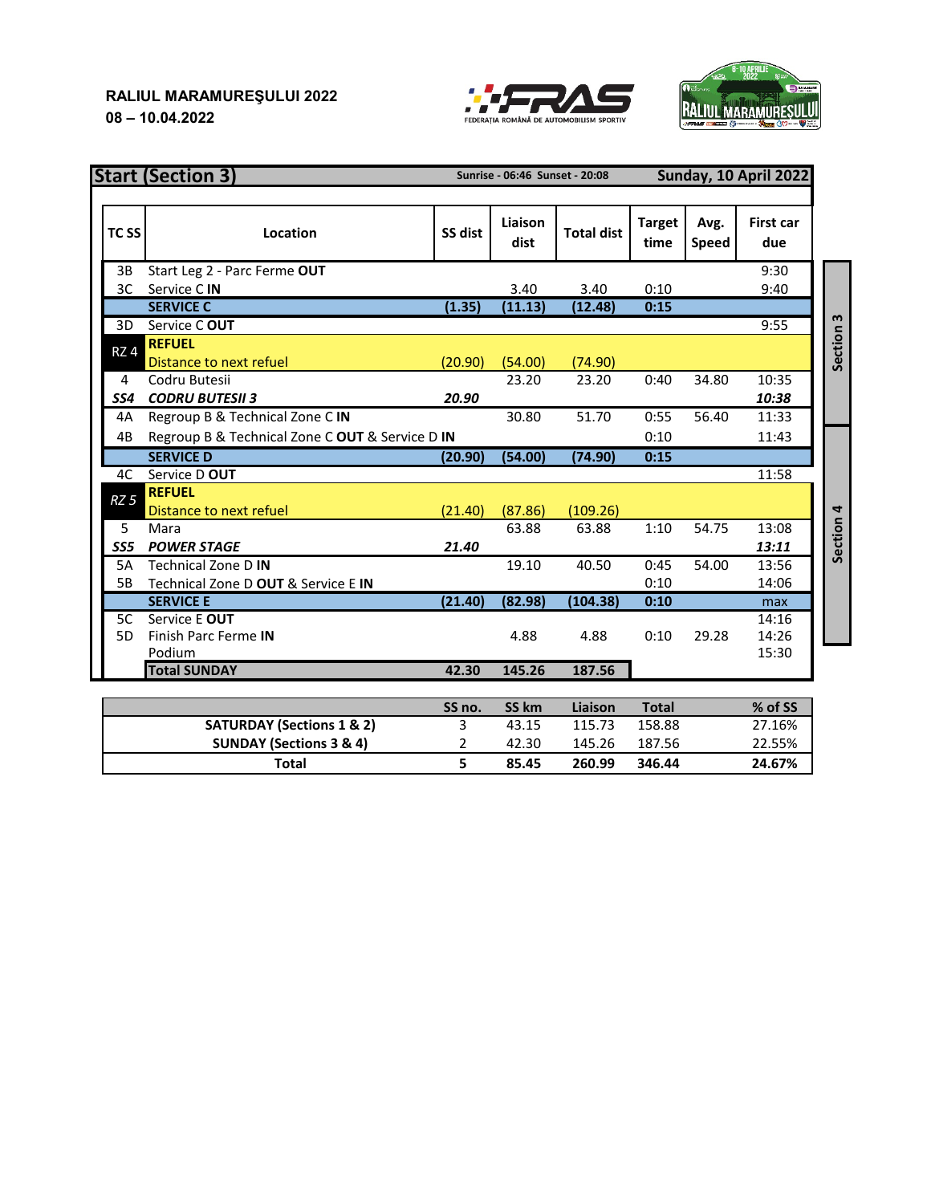**RALIUL MARAMUREŞULUI 2022**
**08 – 10.04.2022**

## Start (Section 3)

Sunrise - 06:46 Sunset - 20:08 — **Sunday, 10 April 2022**

| TC SS | Location | SS dist | Liaison dist | Total dist | Target time | Avg. Speed | First car due | |
|---|---|---|---|---|---|---|---|---|
| 3B | Start Leg 2 - Parc Ferme **OUT** | | | | | | 9:30 | Section 3 |
| 3C | Service C **IN** | | 3.40 | 3.40 | 0:10 | | 9:40 | |
| | **SERVICE C** | **(1.35)** | **(11.13)** | **(12.48)** | **0:15** | | | |
| 3D | Service C **OUT** | | | | | | 9:55 | |
| RZ 4 | **REFUEL** Distance to next refuel | (20.90) | (54.00) | (74.90) | | | | |
| 4 | Codru Butesii | | 23.20 | 23.20 | 0:40 | 34.80 | 10:35 | |
| ***SS4*** | ***CODRU BUTESII 3*** | ***20.90*** | | | | | ***10:38*** | |
| 4A | Regroup B & Technical Zone C **IN** | | 30.80 | 51.70 | 0:55 | 56.40 | 11:33 | |
| 4B | Regroup B & Technical Zone C **OUT** & Service D **IN** | | | | 0:10 | | 11:43 | Section 4 |
| | **SERVICE D** | **(20.90)** | **(54.00)** | **(74.90)** | **0:15** | | | |
| 4C | Service D **OUT** | | | | | | 11:58 | |
| *RZ 5* | **REFUEL** Distance to next refuel | (21.40) | (87.86) | (109.26) | | | | |
| 5 | Mara | | 63.88 | 63.88 | 1:10 | 54.75 | 13:08 | |
| ***SS5*** | ***POWER STAGE*** | ***21.40*** | | | | | ***13:11*** | |
| 5A | Technical Zone D **IN** | | 19.10 | 40.50 | 0:45 | 54.00 | 13:56 | |
| 5B | Technical Zone D **OUT** & Service E **IN** | | | | 0:10 | | 14:06 | |
| | **SERVICE E** | **(21.40)** | **(82.98)** | **(104.38)** | **0:10** | | max | |
| 5C | Service E **OUT** | | | | | | 14:16 | |
| 5D | Finish Parc Ferme **IN** | | 4.88 | 4.88 | 0:10 | 29.28 | 14:26 | |
| | Podium | | | | | | 15:30 | |
| | **Total SUNDAY** | **42.30** | **145.26** | **187.56** | | | | |

| | SS no. | SS km | Liaison | Total | % of SS |
|---|---|---|---|---|---|
| **SATURDAY (Sections 1 & 2)** | 3 | 43.15 | 115.73 | 158.88 | 27.16% |
| **SUNDAY (Sections 3 & 4)** | 2 | 42.30 | 145.26 | 187.56 | 22.55% |
| **Total** | **5** | **85.45** | **260.99** | **346.44** | **24.67%** |